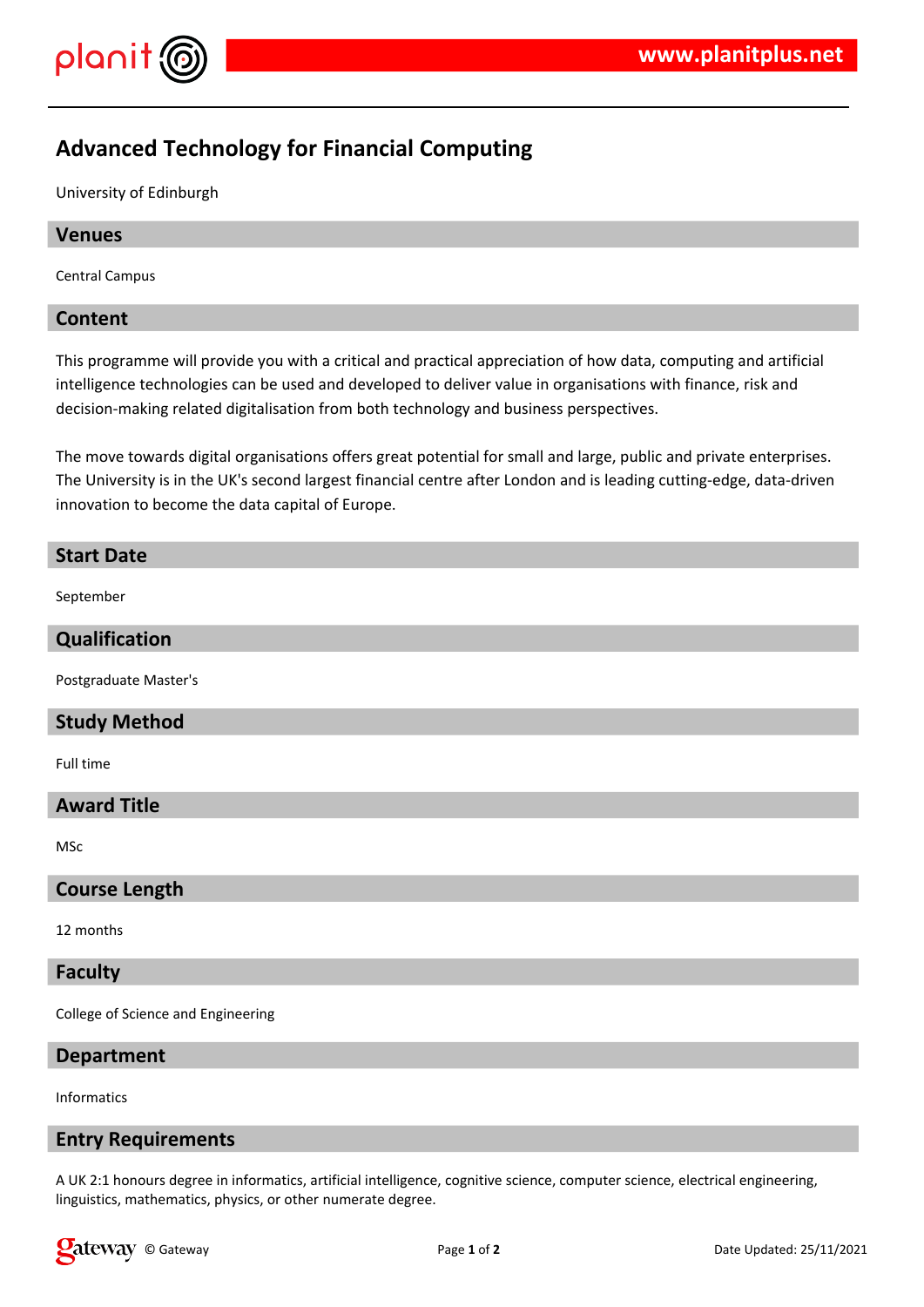# Advanced Technology for Financial Computing

University of Edinburgh

## Venues

Central Campus

## Content

This programme will provide you with a critical and practical appreciation of how data, computing and artificial intelligence technologies can be used and developed to deliver value in organisations with finance, risk and decision-making related digitalisation from both technology and business perspectives.

The move towards digital organisations offers great potential for small and large, public and private enterprises. The University is in the UK's second largest financial centre after London and is leading cutting-edge, data-driven innovation to become the data capital of Europe.

## Start Date

September

## Qualification

Postgraduate Master's

## Study Method

Full time

## Award Title

MSc

## Course Length

12 months

## Faculty

College of Science and Engineering

## Department

Informatics

## Entry Requirements

A UK 2:1 honours degree in informatics, artificial intelligence, cognitive science, computer science, electrical engineering, linguistics, mathematics, physics, or other numerate degree.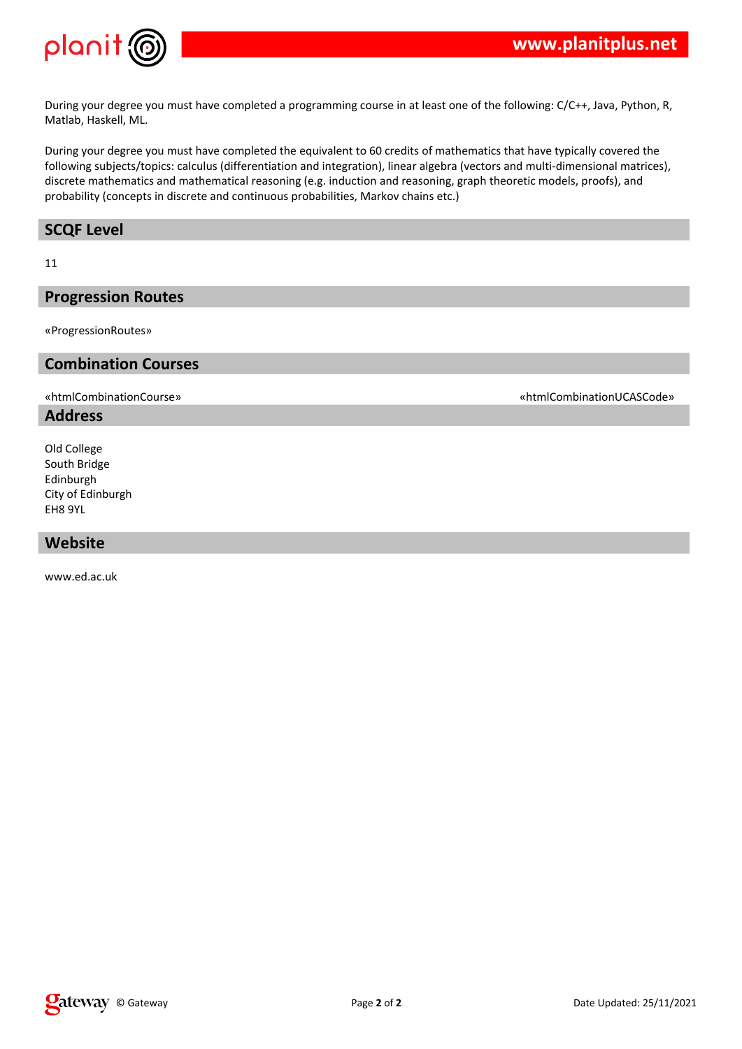During your degree you must have completed a programming course in at least one of the following: C/C++, Java, Python, R, Matlab, Haskell, ML.

During your degree you must have completed the equivalent to 60 credits of mathematics that have typically covered the following subjects/topics: calculus (differentiation and integration), linear algebra (vectors and multi-dimensional matrices), discrete mathematics and mathematical reasoning (e.g. induction and reasoning, graph theoretic models, proofs), and probability (concepts in discrete and continuous probabilities, Markov chains etc.)

## SCQF Level

11

## Progression Routes

«ProgressionRoutes»

## Combination Courses

«htmlCombinationCourse» «htmlCombinationUCASCode»

## Address

Old College
South Bridge
Edinburgh
City of Edinburgh
EH8 9YL

## Website

www.ed.ac.uk